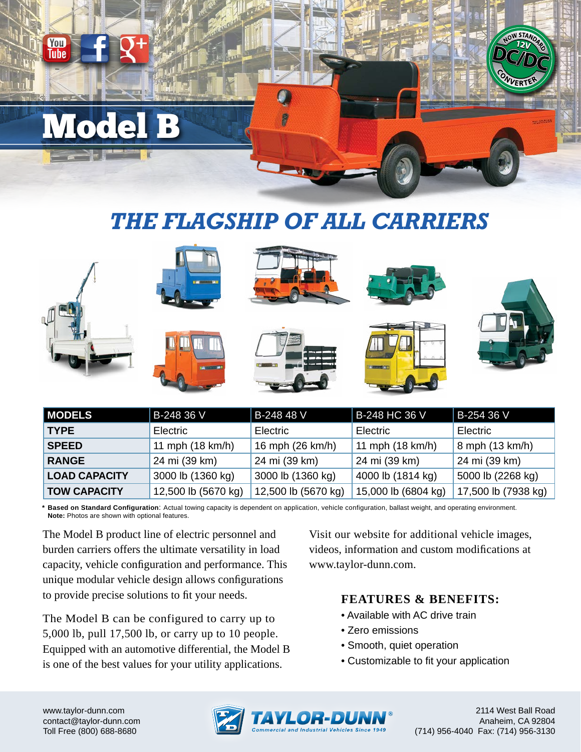# Model B

## *THE FLAGSHIP OF ALL CARRIERS*

| MODELS | B-248 36 V | B-248 48 V | B-248 HC 36 V | B-254 36 V |
|---|---|---|---|---|
| TYPE | Electric | Electric | Electric | Electric |
| SPEED | 11 mph (18 km/h) | 16 mph (26 km/h) | 11 mph (18 km/h) | 8 mph (13 km/h) |
| RANGE | 24 mi (39 km) | 24 mi (39 km) | 24 mi (39 km) | 24 mi (39 km) |
| LOAD CAPACITY | 3000 lb (1360 kg) | 3000 lb (1360 kg) | 4000 lb (1814 kg) | 5000 lb (2268 kg) |
| TOW CAPACITY | 12,500 lb (5670 kg) | 12,500 lb (5670 kg) | 15,000 lb (6804 kg) | 17,500 lb (7938 kg) |

\* **Based on Standard Configuration**: Actual towing capacity is dependent on application, vehicle configuration, ballast weight, and operating environment.
**Note:** Photos are shown with optional features.

The Model B product line of electric personnel and burden carriers offers the ultimate versatility in load capacity, vehicle configuration and performance. This unique modular vehicle design allows configurations to provide precise solutions to fit your needs.

The Model B can be configured to carry up to 5,000 lb, pull 17,500 lb, or carry up to 10 people. Equipped with an automotive differential, the Model B is one of the best values for your utility applications.

Visit our website for additional vehicle images, videos, information and custom modifications at www.taylor-dunn.com.

### FEATURES & BENEFITS:

- Available with AC drive train
- Zero emissions
- Smooth, quiet operation
- Customizable to fit your application

www.taylor-dunn.com
contact@taylor-dunn.com
Toll Free (800) 688-8680

TAYLOR-DUNN®
Commercial and Industrial Vehicles Since 1949

2114 West Ball Road
Anaheim, CA 92804
(714) 956-4040 Fax: (714) 956-3130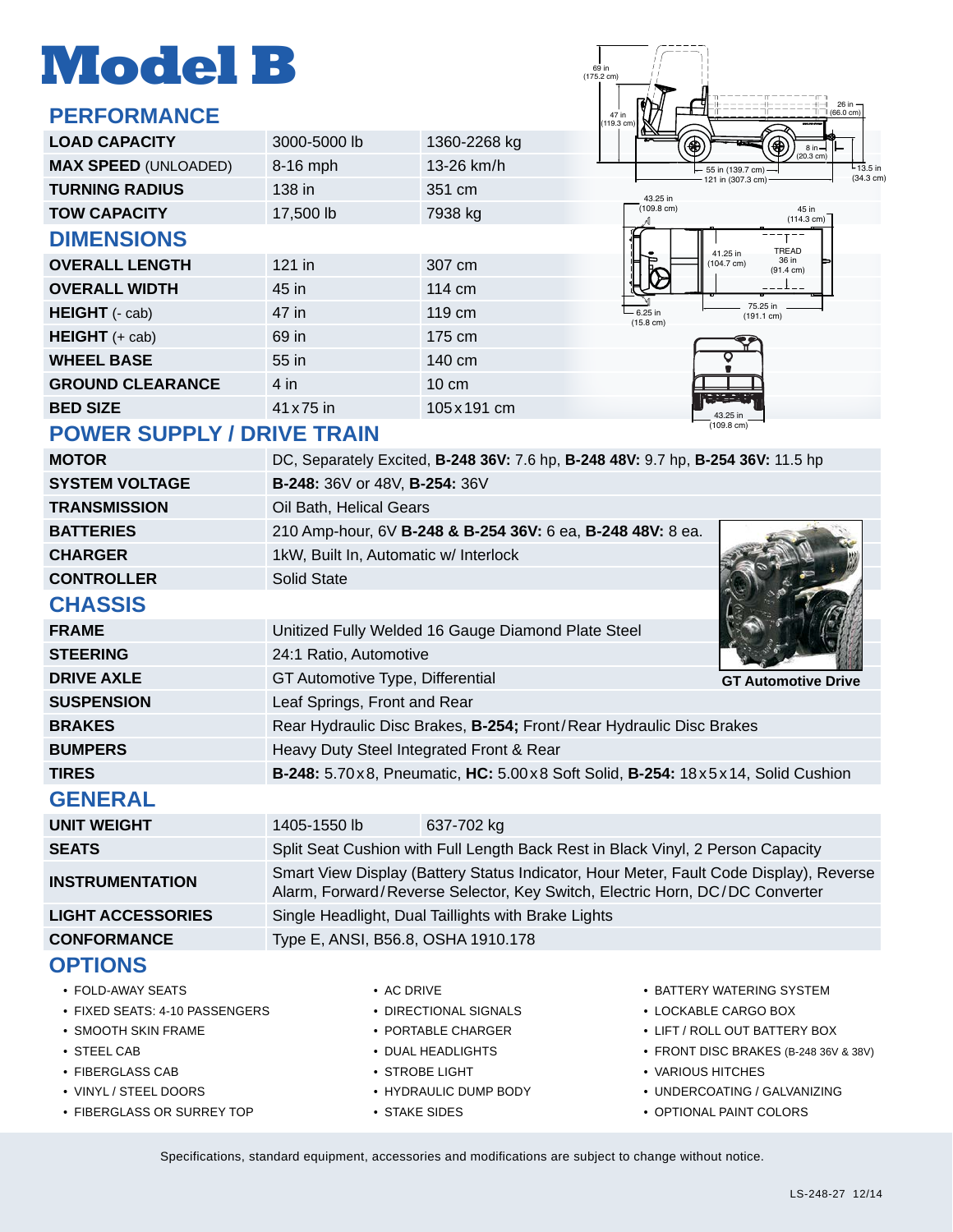# Model B

## PERFORMANCE

| | | |
|---|---|---|
| **LOAD CAPACITY** | 3000-5000 lb | 1360-2268 kg |
| **MAX SPEED** (UNLOADED) | 8-16 mph | 13-26 km/h |
| **TURNING RADIUS** | 138 in | 351 cm |
| **TOW CAPACITY** | 17,500 lb | 7938 kg |

## DIMENSIONS

| | | |
|---|---|---|
| **OVERALL LENGTH** | 121 in | 307 cm |
| **OVERALL WIDTH** | 45 in | 114 cm |
| **HEIGHT** (- cab) | 47 in | 119 cm |
| **HEIGHT** (+ cab) | 69 in | 175 cm |
| **WHEEL BASE** | 55 in | 140 cm |
| **GROUND CLEARANCE** | 4 in | 10 cm |
| **BED SIZE** | 41 x 75 in | 105 x 191 cm |

69 in (175.2 cm)
47 in (119.3 cm)
26 in (66.0 cm)
8 in (20.3 cm)
13.5 in (34.3 cm)
55 in (139.7 cm)
121 in (307.3 cm)
43.25 in (109.8 cm)
45 in (114.3 cm)
41.25 in (104.7 cm)
TREAD 36 in (91.4 cm)
75.25 in (191.1 cm)
6.25 in (15.8 cm)
43.25 in (109.8 cm)

## POWER SUPPLY / DRIVE TRAIN

| | |
|---|---|
| **MOTOR** | DC, Separately Excited, **B-248 36V:** 7.6 hp, **B-248 48V:** 9.7 hp, **B-254 36V:** 11.5 hp |
| **SYSTEM VOLTAGE** | **B-248:** 36V or 48V, **B-254:** 36V |
| **TRANSMISSION** | Oil Bath, Helical Gears |
| **BATTERIES** | 210 Amp-hour, 6V **B-248 & B-254 36V:** 6 ea, **B-248 48V:** 8 ea. |
| **CHARGER** | 1kW, Built In, Automatic w/ Interlock |
| **CONTROLLER** | Solid State |

## CHASSIS

| | |
|---|---|
| **FRAME** | Unitized Fully Welded 16 Gauge Diamond Plate Steel |
| **STEERING** | 24:1 Ratio, Automotive |
| **DRIVE AXLE** | GT Automotive Type, Differential |
| **SUSPENSION** | Leaf Springs, Front and Rear |
| **BRAKES** | Rear Hydraulic Disc Brakes, **B-254;** Front/Rear Hydraulic Disc Brakes |
| **BUMPERS** | Heavy Duty Steel Integrated Front & Rear |
| **TIRES** | **B-248:** 5.70 x 8, Pneumatic, **HC:** 5.00 x 8 Soft Solid, **B-254:** 18 x 5 x 14, Solid Cushion |

**GT Automotive Drive**

## GENERAL

| | |
|---|---|
| **UNIT WEIGHT** | 1405-1550 lb — 637-702 kg |
| **SEATS** | Split Seat Cushion with Full Length Back Rest in Black Vinyl, 2 Person Capacity |
| **INSTRUMENTATION** | Smart View Display (Battery Status Indicator, Hour Meter, Fault Code Display), Reverse Alarm, Forward/Reverse Selector, Key Switch, Electric Horn, DC/DC Converter |
| **LIGHT ACCESSORIES** | Single Headlight, Dual Taillights with Brake Lights |
| **CONFORMANCE** | Type E, ANSI, B56.8, OSHA 1910.178 |

## OPTIONS

- FOLD-AWAY SEATS
- FIXED SEATS: 4-10 PASSENGERS
- SMOOTH SKIN FRAME
- STEEL CAB
- FIBERGLASS CAB
- VINYL / STEEL DOORS
- FIBERGLASS OR SURREY TOP
- AC DRIVE
- DIRECTIONAL SIGNALS
- PORTABLE CHARGER
- DUAL HEADLIGHTS
- STROBE LIGHT
- HYDRAULIC DUMP BODY
- STAKE SIDES
- BATTERY WATERING SYSTEM
- LOCKABLE CARGO BOX
- LIFT / ROLL OUT BATTERY BOX
- FRONT DISC BRAKES (B-248 36V & 38V)
- VARIOUS HITCHES
- UNDERCOATING / GALVANIZING
- OPTIONAL PAINT COLORS

Specifications, standard equipment, accessories and modifications are subject to change without notice.

LS-248-27 12/14